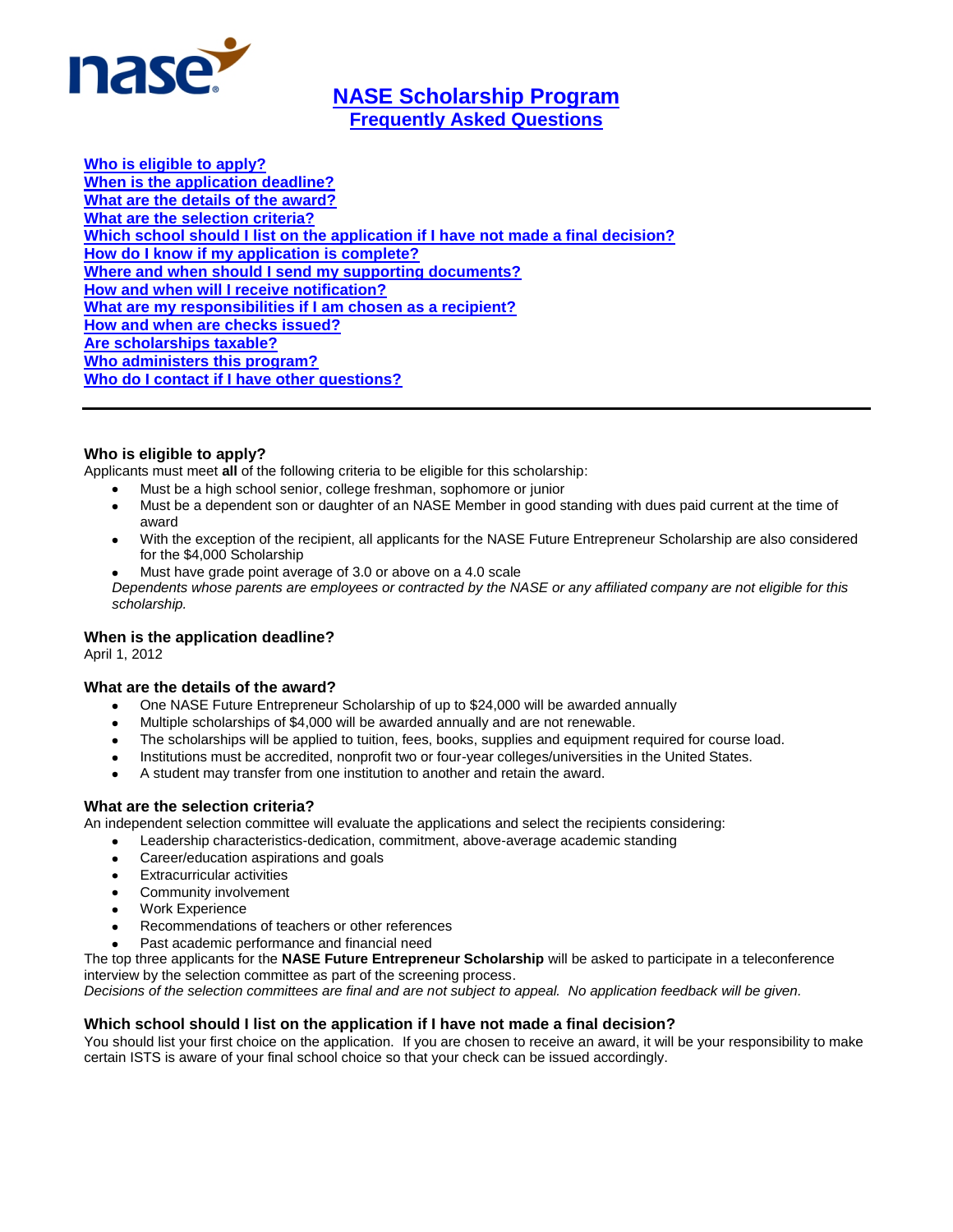# NASE Scholarship Program

## Frequently Asked Questions

- [Who is eligible to apply?](#)
- [When is the application deadline?](#)
- [What are the details of the award?](#)
- [What are the selection criteria?](#)
- [Which school should I list on the application if I have not made a final decision?](#)
- [How do I know if my application is complete?](#)
- [Where and when should I send my supporting documents?](#)
- [How and when will I receive notification?](#)
- [What are my responsibilities if I am chosen as a recipient?](#)
- [How and when are checks issued?](#)
- [Are scholarships taxable?](#)
- [Who administers this program?](#)
- [Who do I contact if I have other questions?](#)

---

### Who is eligible to apply?

Applicants must meet **all** of the following criteria to be eligible for this scholarship:

- Must be a high school senior, college freshman, sophomore or junior
- Must be a dependent son or daughter of an NASE Member in good standing with dues paid current at the time of award
- With the exception of the recipient, all applicants for the NASE Future Entrepreneur Scholarship are also considered for the $4,000 Scholarship
- Must have grade point average of 3.0 or above on a 4.0 scale

*Dependents whose parents are employees or contracted by the NASE or any affiliated company are not eligible for this scholarship.*

### When is the application deadline?

April 1, 2012

### What are the details of the award?

- One NASE Future Entrepreneur Scholarship of up to $24,000 will be awarded annually
- Multiple scholarships of $4,000 will be awarded annually and are not renewable.
- The scholarships will be applied to tuition, fees, books, supplies and equipment required for course load.
- Institutions must be accredited, nonprofit two or four-year colleges/universities in the United States.
- A student may transfer from one institution to another and retain the award.

### What are the selection criteria?

An independent selection committee will evaluate the applications and select the recipients considering:

- Leadership characteristics-dedication, commitment, above-average academic standing
- Career/education aspirations and goals
- Extracurricular activities
- Community involvement
- Work Experience
- Recommendations of teachers or other references
- Past academic performance and financial need

The top three applicants for the **NASE Future Entrepreneur Scholarship** will be asked to participate in a teleconference interview by the selection committee as part of the screening process.

*Decisions of the selection committees are final and are not subject to appeal. No application feedback will be given.*

### Which school should I list on the application if I have not made a final decision?

You should list your first choice on the application. If you are chosen to receive an award, it will be your responsibility to make certain ISTS is aware of your final school choice so that your check can be issued accordingly.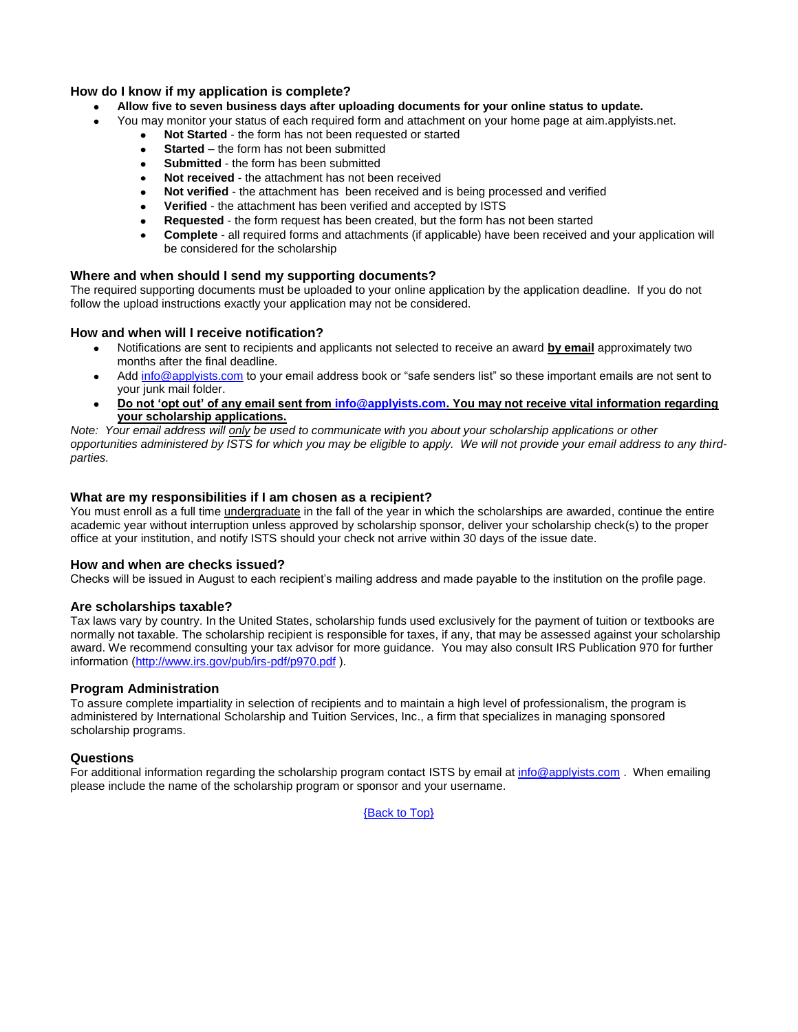### How do I know if my application is complete?

- **Allow five to seven business days after uploading documents for your online status to update.**
- You may monitor your status of each required form and attachment on your home page at aim.applyists.net.
  - **Not Started** - the form has not been requested or started
  - **Started** – the form has not been submitted
  - **Submitted** - the form has been submitted
  - **Not received** - the attachment has not been received
  - **Not verified** - the attachment has been received and is being processed and verified
  - **Verified** - the attachment has been verified and accepted by ISTS
  - **Requested** - the form request has been created, but the form has not been started
  - **Complete** - all required forms and attachments (if applicable) have been received and your application will be considered for the scholarship

### Where and when should I send my supporting documents?

The required supporting documents must be uploaded to your online application by the application deadline. If you do not follow the upload instructions exactly your application may not be considered.

### How and when will I receive notification?

- Notifications are sent to recipients and applicants not selected to receive an award **by email** approximately two months after the final deadline.
- Add info@applyists.com to your email address book or "safe senders list" so these important emails are not sent to your junk mail folder.
- **Do not 'opt out' of any email sent from info@applyists.com. You may not receive vital information regarding your scholarship applications.**

*Note: Your email address will only be used to communicate with you about your scholarship applications or other opportunities administered by ISTS for which you may be eligible to apply. We will not provide your email address to any third-parties.*

### What are my responsibilities if I am chosen as a recipient?

You must enroll as a full time undergraduate in the fall of the year in which the scholarships are awarded, continue the entire academic year without interruption unless approved by scholarship sponsor, deliver your scholarship check(s) to the proper office at your institution, and notify ISTS should your check not arrive within 30 days of the issue date.

### How and when are checks issued?

Checks will be issued in August to each recipient's mailing address and made payable to the institution on the profile page.

### Are scholarships taxable?

Tax laws vary by country. In the United States, scholarship funds used exclusively for the payment of tuition or textbooks are normally not taxable. The scholarship recipient is responsible for taxes, if any, that may be assessed against your scholarship award. We recommend consulting your tax advisor for more guidance. You may also consult IRS Publication 970 for further information (http://www.irs.gov/pub/irs-pdf/p970.pdf ).

### Program Administration

To assure complete impartiality in selection of recipients and to maintain a high level of professionalism, the program is administered by International Scholarship and Tuition Services, Inc., a firm that specializes in managing sponsored scholarship programs.

### Questions

For additional information regarding the scholarship program contact ISTS by email at info@applyists.com . When emailing please include the name of the scholarship program or sponsor and your username.

{Back to Top}